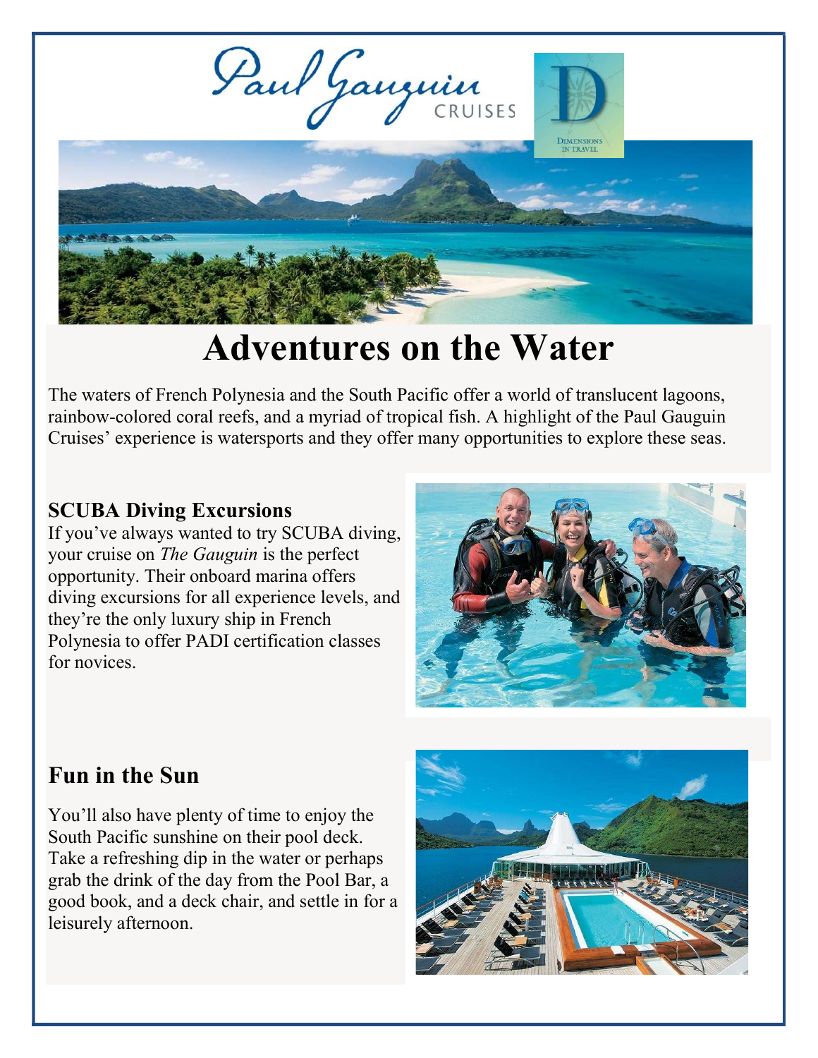# Adventures on the Water

The waters of French Polynesia and the South Pacific offer a world of translucent lagoons, rainbow-colored coral reefs, and a myriad of tropical fish. A highlight of the Paul Gauguin Cruises' experience is watersports and they offer many opportunities to explore these seas.

## SCUBA Diving Excursions

If you've always wanted to try SCUBA diving, your cruise on *The Gauguin* is the perfect opportunity. Their onboard marina offers diving excursions for all experience levels, and they're the only luxury ship in French Polynesia to offer PADI certification classes for novices.

## Fun in the Sun

You'll also have plenty of time to enjoy the South Pacific sunshine on their pool deck. Take a refreshing dip in the water or perhaps grab the drink of the day from the Pool Bar, a good book, and a deck chair, and settle in for a leisurely afternoon.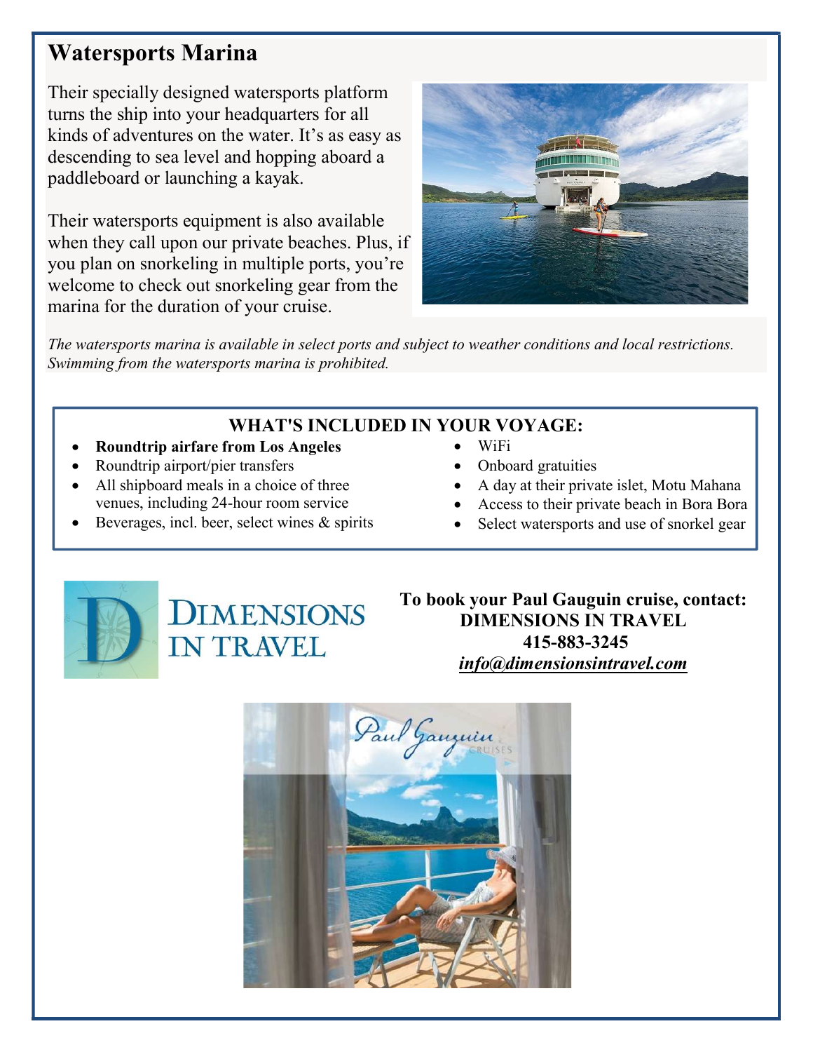## Watersports Marina

Their specially designed watersports platform turns the ship into your headquarters for all kinds of adventures on the water. It's as easy as descending to sea level and hopping aboard a paddleboard or launching a kayak.

Their watersports equipment is also available when they call upon our private beaches. Plus, if you plan on snorkeling in multiple ports, you're welcome to check out snorkeling gear from the marina for the duration of your cruise.

*The watersports marina is available in select ports and subject to weather conditions and local restrictions. Swimming from the watersports marina is prohibited.*

**WHAT'S INCLUDED IN YOUR VOYAGE:**

- **Roundtrip airfare from Los Angeles**
- Roundtrip airport/pier transfers
- All shipboard meals in a choice of three venues, including 24-hour room service
- Beverages, incl. beer, select wines & spirits
- WiFi
- Onboard gratuities
- A day at their private islet, Motu Mahana
- Access to their private beach in Bora Bora
- Select watersports and use of snorkel gear

DIMENSIONS IN TRAVEL

**To book your Paul Gauguin cruise, contact:**
**DIMENSIONS IN TRAVEL**
**415-883-3245**
***info@dimensionsintravel.com***

Paul Gauguin CRUISES